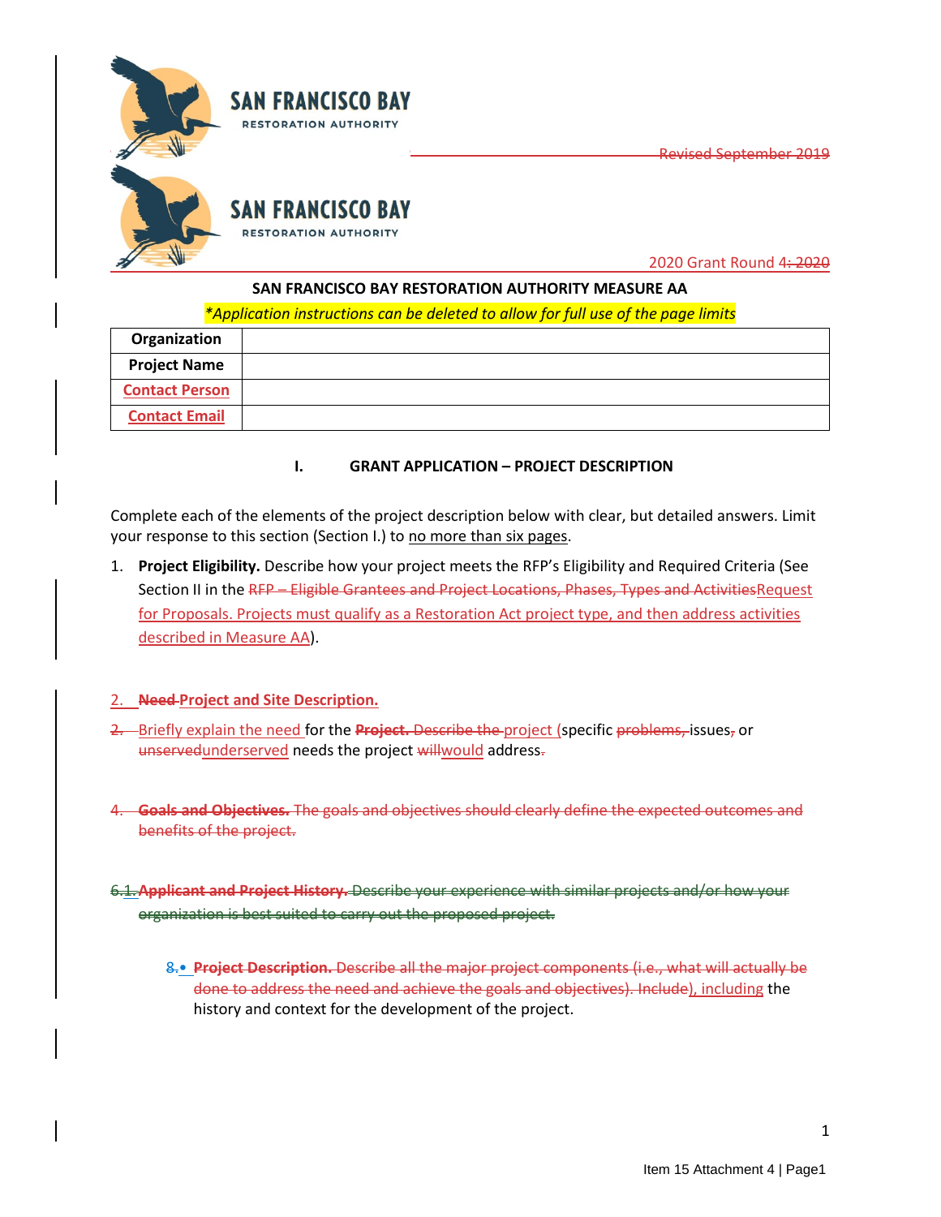SAN FRANCISCO BAY RESTORATION AUTHORITY

~~Revised September 2019~~

SAN FRANCISCO BAY RESTORATION AUTHORITY

2020 Grant Round 4~~: 2020~~

**SAN FRANCISCO BAY RESTORATION AUTHORITY MEASURE AA**

*\*Application instructions can be deleted to allow for full use of the page limits*

| **Organization** | |
|---|---|
| **Project Name** | |
| **Contact Person** | |
| **Contact Email** | |

## I. GRANT APPLICATION – PROJECT DESCRIPTION

Complete each of the elements of the project description below with clear, but detailed answers. Limit your response to this section (Section I.) to no more than six pages.

1. **Project Eligibility.** Describe how your project meets the RFP's Eligibility and Required Criteria (See Section II in the ~~RFP – Eligible Grantees and Project Locations, Phases, Types and Activities~~Request for Proposals. Projects must qualify as a Restoration Act project type, and then address activities described in Measure AA).

2. **~~Need~~ Project and Site Description.**

~~2.~~ Briefly explain the need for the ~~**Project.** Describe the~~ project (specific ~~problems,~~ issues~~,~~ or ~~unserved~~underserved needs the project ~~will~~would address~~.~~

~~4. **Goals and Objectives.** The goals and objectives should clearly define the expected outcomes and benefits of the project.~~

~~6.1. **Applicant and Project History.** Describe your experience with similar projects and/or how your organization is best suited to carry out the proposed project.~~

- ~~8.~~ ~~**Project Description.** Describe all the major project components (i.e., what will actually be done to address the need and achieve the goals and objectives). Include~~), including the history and context for the development of the project.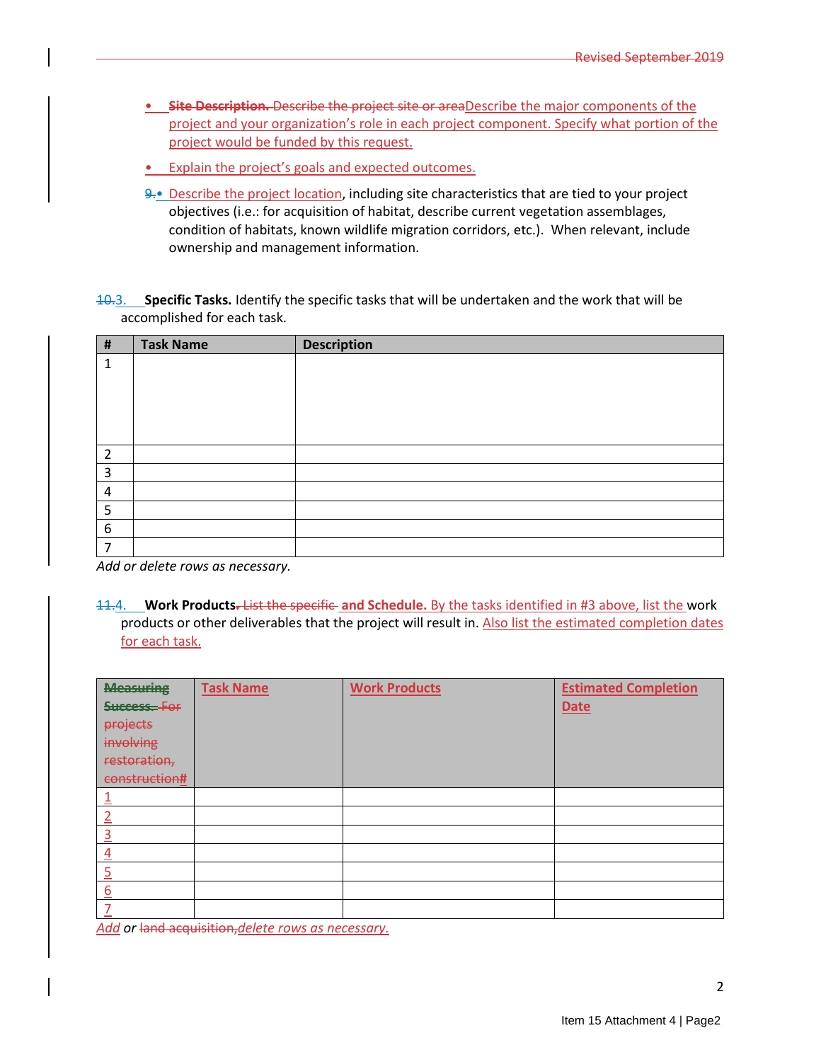- **Site Description.** Describe the project site or areaDescribe the major components of the project and your organization's role in each project component. Specify what portion of the project would be funded by this request.
- Explain the project's goals and expected outcomes.
- 9. Describe the project location, including site characteristics that are tied to your project objectives (i.e.: for acquisition of habitat, describe current vegetation assemblages, condition of habitats, known wildlife migration corridors, etc.). When relevant, include ownership and management information.

10.3. **Specific Tasks.** Identify the specific tasks that will be undertaken and the work that will be accomplished for each task.

| # | Task Name | Description |
|---|---|---|
| 1 | | |
| 2 | | |
| 3 | | |
| 4 | | |
| 5 | | |
| 6 | | |
| 7 | | |

*Add or delete rows as necessary.*

11.4. **Work Products. List the specific and Schedule.** By the tasks identified in #3 above, list the work products or other deliverables that the project will result in. Also list the estimated completion dates for each task.

| Measuring Success: For projects involving restoration, construction# | Task Name | Work Products | Estimated Completion Date |
|---|---|---|---|
| 1 | | | |
| 2 | | | |
| 3 | | | |
| 4 | | | |
| 5 | | | |
| 6 | | | |
| 7 | | | |

*Add or land acquisition,delete rows as necessary.*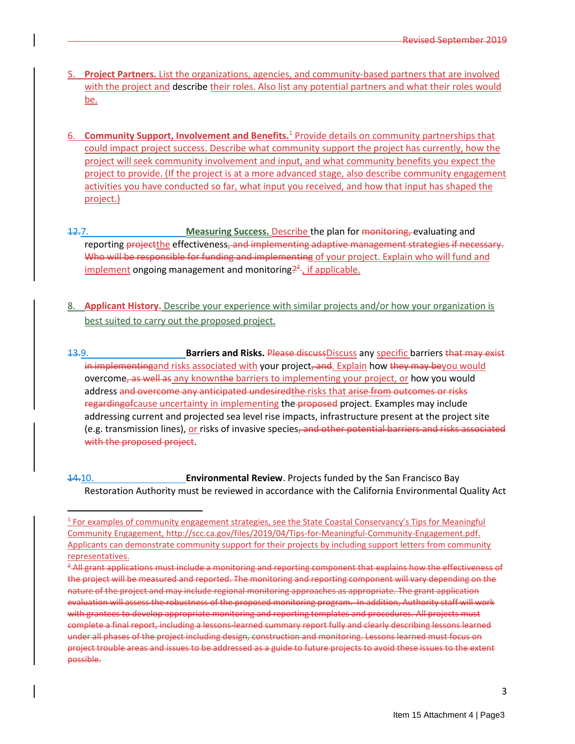5. **Project Partners.** List the organizations, agencies, and community-based partners that are involved with the project and describe their roles. Also list any potential partners and what their roles would be.

6. **Community Support, Involvement and Benefits.**[1] Provide details on community partnerships that could impact project success. Describe what community support the project has currently, how the project will seek community involvement and input, and what community benefits you expect the project to provide. (If the project is at a more advanced stage, also describe community engagement activities you have conducted so far, what input you received, and how that input has shaped the project.)

~~12.~~7. **Measuring Success.** Describe the plan for ~~monitoring,~~ evaluating and reporting ~~project~~the effectiveness~~, and implementing adaptive management strategies if necessary. Who will be responsible for funding and implementing~~ of your project. Explain who will fund and implement ongoing management and monitoring~~?[2]~~, if applicable.

8. **Applicant History.** Describe your experience with similar projects and/or how your organization is best suited to carry out the proposed project.

~~13.~~9. **Barriers and Risks.** ~~Please discuss~~Discuss any specific barriers ~~that may exist in implementing~~and risks associated with your project~~, and~~. Explain how ~~they may be~~you would overcome~~, as well as~~ any known~~the~~ barriers to implementing your project, or how you would address ~~and overcome any anticipated undesired~~~~the~~ risks that ~~arise from~~ ~~outcomes or risks regarding~~~~of~~cause uncertainty in implementing the ~~proposed~~ project. Examples may include addressing current and projected sea level rise impacts, infrastructure present at the project site (e.g. transmission lines), or risks of invasive species~~, and other potential barriers and risks associated with the proposed project~~.

~~14.~~10. **Environmental Review**. Projects funded by the San Francisco Bay Restoration Authority must be reviewed in accordance with the California Environmental Quality Act

---

[1] For examples of community engagement strategies, see the State Coastal Conservancy's Tips for Meaningful Community Engagement, http://scc.ca.gov/files/2019/04/Tips-for-Meaningful-Community-Engagement.pdf. Applicants can demonstrate community support for their projects by including support letters from community representatives.

~~[2] All grant applications must include a monitoring and reporting component that explains how the effectiveness of the project will be measured and reported. The monitoring and reporting component will vary depending on the nature of the project and may include regional monitoring approaches as appropriate. The grant application evaluation will assess the robustness of the proposed monitoring program. In addition, Authority staff will work with grantees to develop appropriate monitoring and reporting templates and procedures. All projects must complete a final report, including a lessons-learned summary report fully and clearly describing lessons learned under all phases of the project including design, construction and monitoring. Lessons learned must focus on project trouble areas and issues to be addressed as a guide to future projects to avoid these issues to the extent possible.~~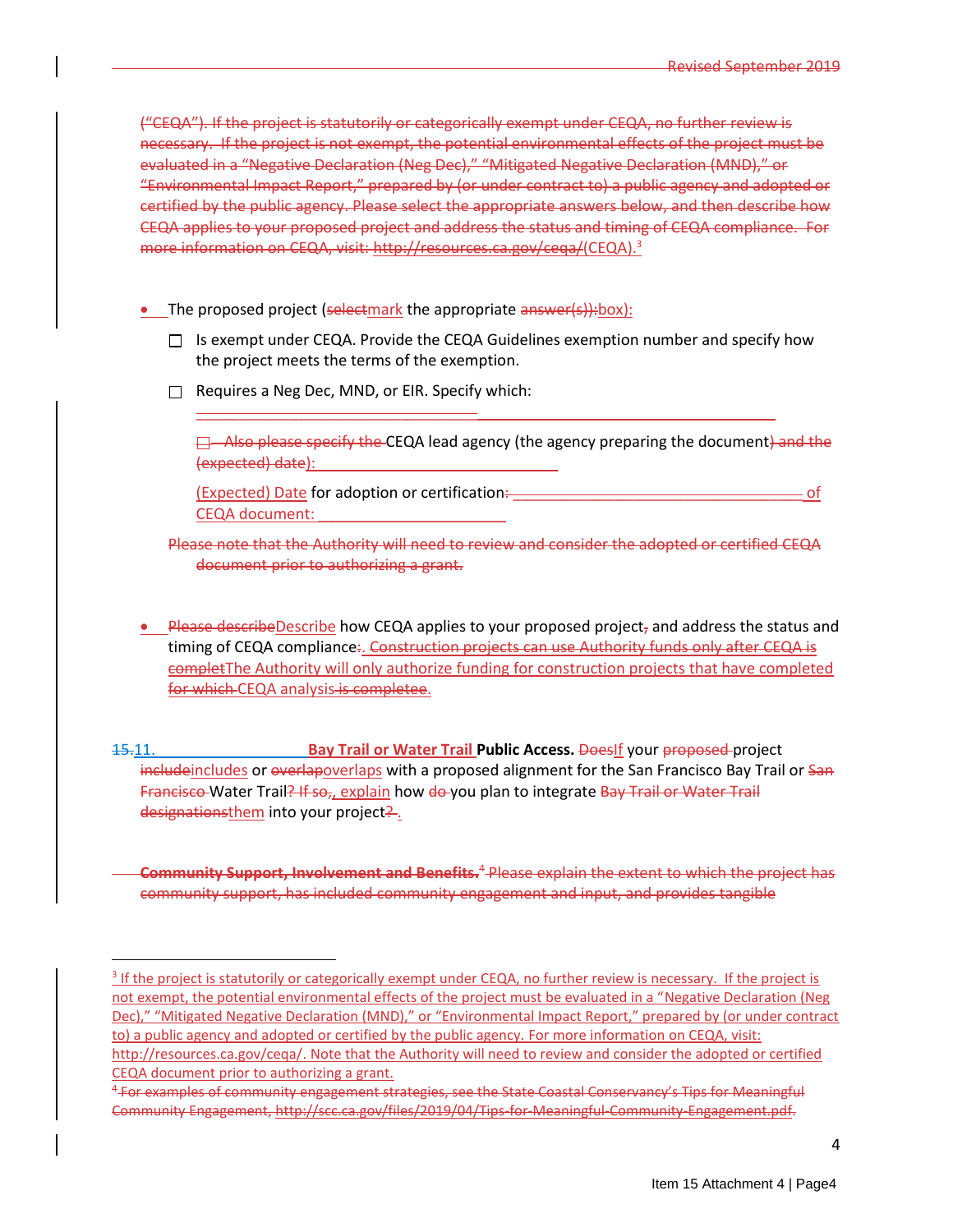("CEQA"). If the project is statutorily or categorically exempt under CEQA, no further review is necessary. If the project is not exempt, the potential environmental effects of the project must be evaluated in a "Negative Declaration (Neg Dec)," "Mitigated Negative Declaration (MND)," or "Environmental Impact Report," prepared by (or under contract to) a public agency and adopted or certified by the public agency. Please select the appropriate answers below, and then describe how CEQA applies to your proposed project and address the status and timing of CEQA compliance. For more information on CEQA, visit: http://resources.ca.gov/ceqa/(CEQA).[3]

- The proposed project (selectmark the appropriate answer(s)):box):

  ☐ Is exempt under CEQA. Provide the CEQA Guidelines exemption number and specify how the project meets the terms of the exemption.

  ☐ Requires a Neg Dec, MND, or EIR. Specify which:

  ___________________________________________________________________________

  ☐ Also please specify the CEQA lead agency (the agency preparing the document) and the (expected) date): ______________________________

  (Expected) Date for adoption or certification: ____________________________________ of CEQA document: _______________________

  Please note that the Authority will need to review and consider the adopted or certified CEQA document prior to authorizing a grant.

- Please describeDescribe how CEQA applies to your proposed project, and address the status and timing of CEQA compliance:. Construction projects can use Authority funds only after CEQA is completThe Authority will only authorize funding for construction projects that have completed for which CEQA analysis is completee.

15.11. **Bay Trail or Water Trail Public Access.** DoesIf your proposed project includeincludes or overlapoverlaps with a proposed alignment for the San Francisco Bay Trail or San Francisco Water Trail? If so,, explain how do you plan to integrate Bay Trail or Water Trail designationsthem into your project?.

**Community Support, Involvement and Benefits.**[4] Please explain the extent to which the project has community support, has included community engagement and input, and provides tangible

---

[3] If the project is statutorily or categorically exempt under CEQA, no further review is necessary. If the project is not exempt, the potential environmental effects of the project must be evaluated in a "Negative Declaration (Neg Dec)," "Mitigated Negative Declaration (MND)," or "Environmental Impact Report," prepared by (or under contract to) a public agency and adopted or certified by the public agency. For more information on CEQA, visit: http://resources.ca.gov/ceqa/. Note that the Authority will need to review and consider the adopted or certified CEQA document prior to authorizing a grant.

[4] For examples of community engagement strategies, see the State Coastal Conservancy's Tips for Meaningful Community Engagement, http://scc.ca.gov/files/2019/04/Tips-for-Meaningful-Community-Engagement.pdf.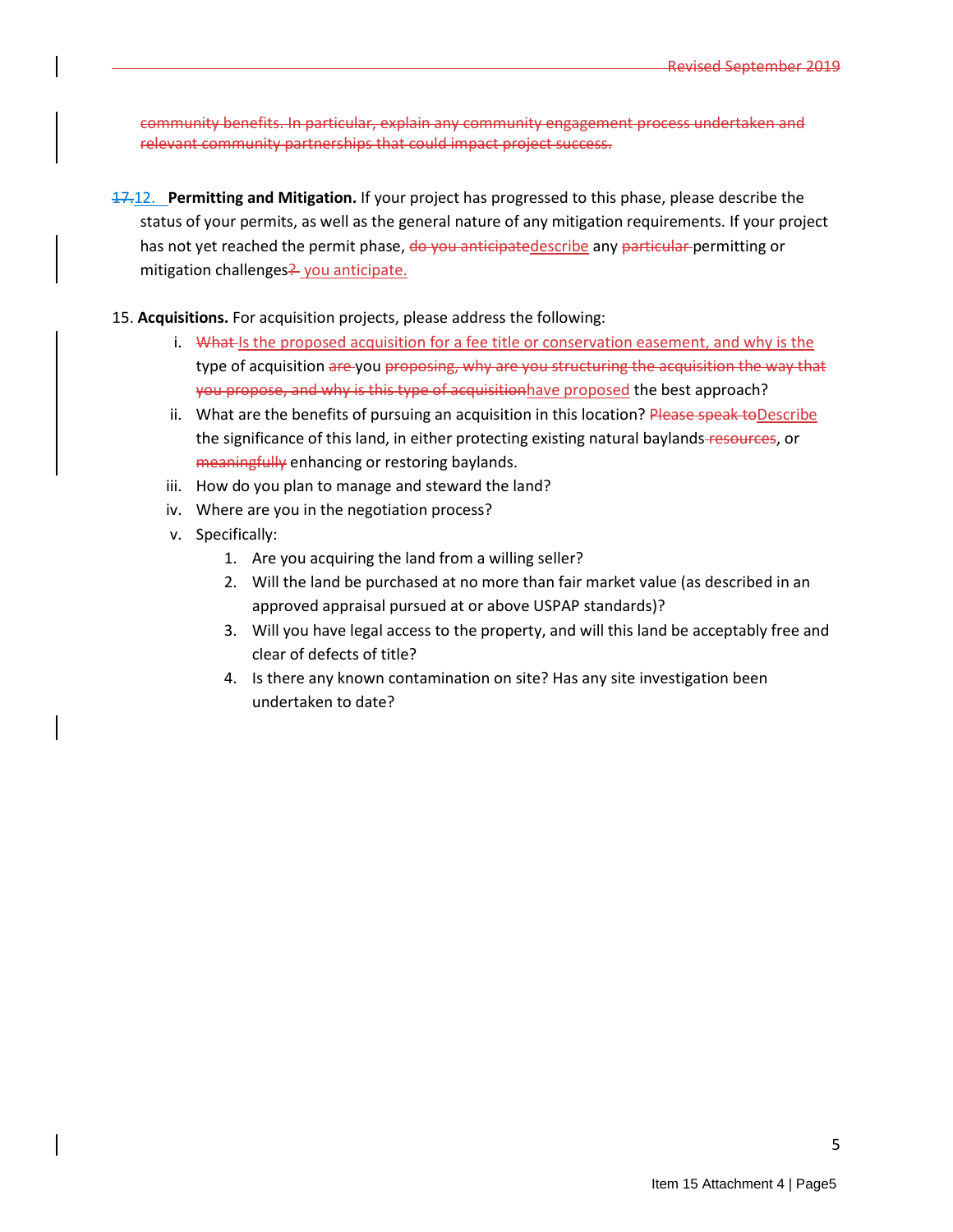community benefits. In particular, explain any community engagement process undertaken and relevant community partnerships that could impact project success.

17.12. **Permitting and Mitigation.** If your project has progressed to this phase, please describe the status of your permits, as well as the general nature of any mitigation requirements. If your project has not yet reached the permit phase, do you anticipatedescribe any particular permitting or mitigation challenges? you anticipate.

15. **Acquisitions.** For acquisition projects, please address the following:
    i. What Is the proposed acquisition for a fee title or conservation easement, and why is the type of acquisition are you proposing, why are you structuring the acquisition the way that you propose, and why is this type of acquisitionhave proposed the best approach?
    ii. What are the benefits of pursuing an acquisition in this location? Please speak toDescribe the significance of this land, in either protecting existing natural baylands resources, or meaningfully enhancing or restoring baylands.
    iii. How do you plan to manage and steward the land?
    iv. Where are you in the negotiation process?
    v. Specifically:
        1. Are you acquiring the land from a willing seller?
        2. Will the land be purchased at no more than fair market value (as described in an approved appraisal pursued at or above USPAP standards)?
        3. Will you have legal access to the property, and will this land be acceptably free and clear of defects of title?
        4. Is there any known contamination on site? Has any site investigation been undertaken to date?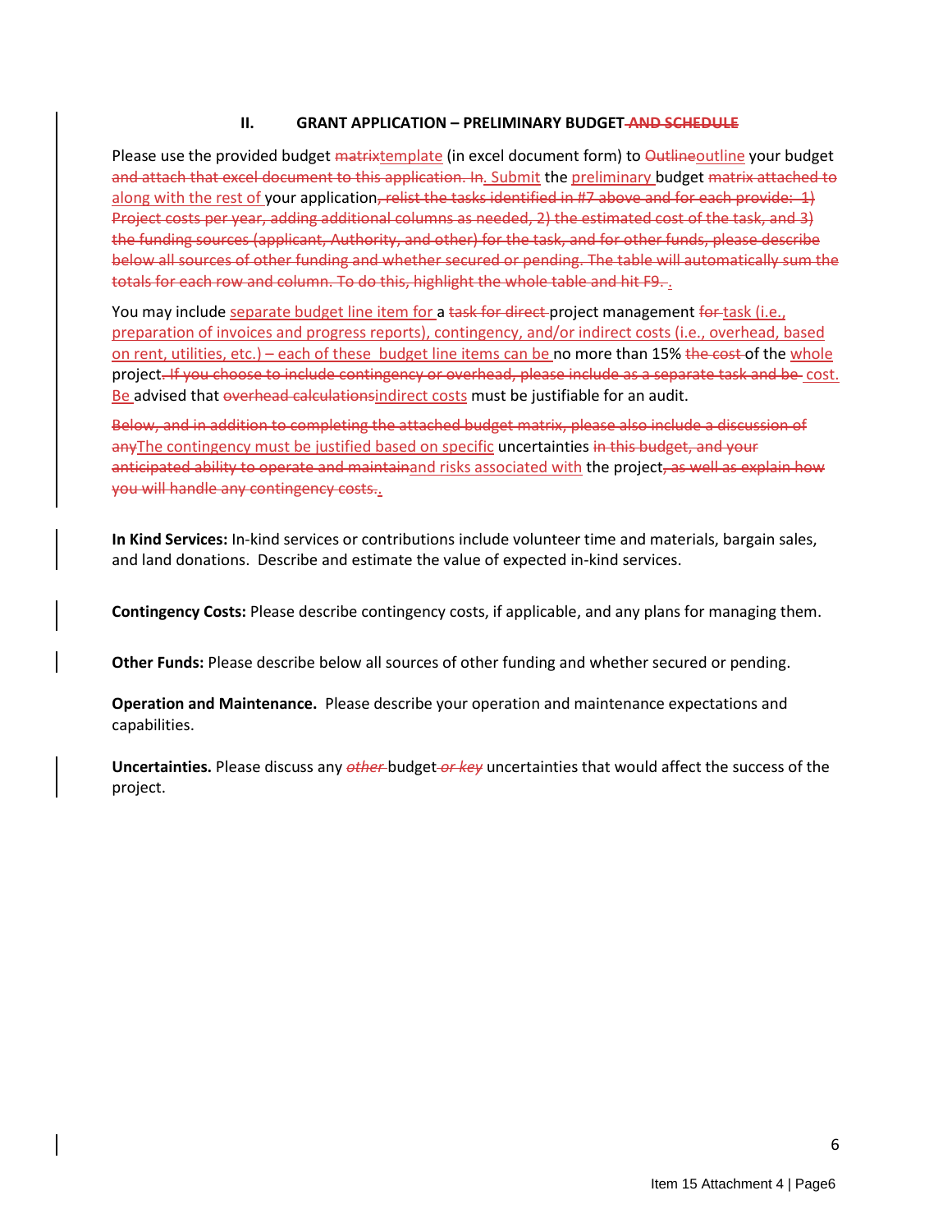## II. GRANT APPLICATION – PRELIMINARY BUDGET ~~AND SCHEDULE~~

Please use the provided budget ~~matrix~~template (in excel document form) to ~~Outline~~outline your budget ~~and attach that excel document to this application. In~~. Submit the preliminary budget ~~matrix attached to~~ along with the rest of your application~~, relist the tasks identified in #7 above and for each provide: 1) Project costs per year, adding additional columns as needed, 2) the estimated cost of the task, and 3) the funding sources (applicant, Authority, and other) for the task, and for other funds, please describe below all sources of other funding and whether secured or pending. The table will automatically sum the totals for each row and column. To do this, highlight the whole table and hit F9.~~ .

You may include separate budget line item for a ~~task for direct~~ project management ~~for~~ task (i.e., preparation of invoices and progress reports), contingency, and/or indirect costs (i.e., overhead, based on rent, utilities, etc.) – each of these budget line items can be no more than 15% ~~the cost~~ of the whole project~~. If you choose to include contingency or overhead, please include as a separate task and be~~ cost. Be advised that ~~overhead calculations~~indirect costs must be justifiable for an audit.

~~Below, and in addition to completing the attached budget matrix, please also include a discussion of any~~The contingency must be justified based on specific uncertainties ~~in this budget, and your anticipated ability to operate and maintain~~and risks associated with the project~~, as well as explain how you will handle any contingency costs.~~.

**In Kind Services:** In-kind services or contributions include volunteer time and materials, bargain sales, and land donations. Describe and estimate the value of expected in-kind services.

**Contingency Costs:** Please describe contingency costs, if applicable, and any plans for managing them.

**Other Funds:** Please describe below all sources of other funding and whether secured or pending.

**Operation and Maintenance.** Please describe your operation and maintenance expectations and capabilities.

**Uncertainties.** Please discuss any ~~*other*~~ budget ~~*or key*~~ uncertainties that would affect the success of the project.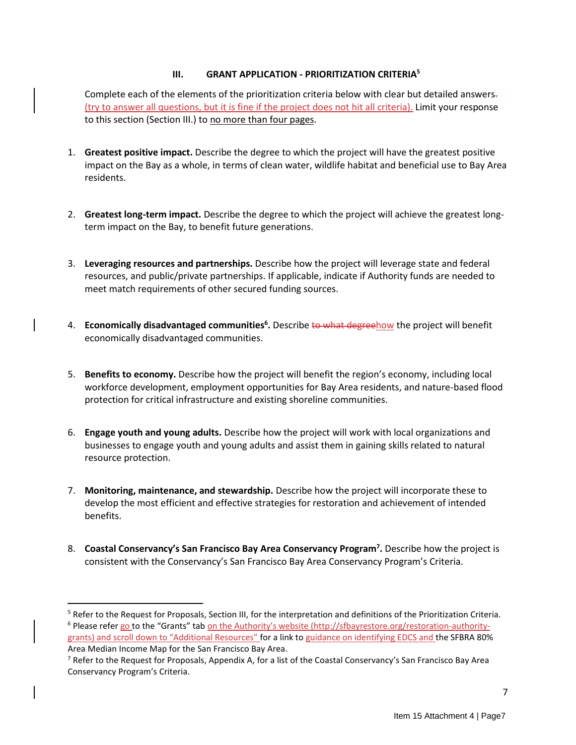### III. GRANT APPLICATION - PRIORITIZATION CRITERIA[5]

Complete each of the elements of the prioritization criteria below with clear but detailed answers~~.~~ (try to answer all questions, but it is fine if the project does not hit all criteria). Limit your response to this section (Section III.) to no more than four pages.

1. **Greatest positive impact.** Describe the degree to which the project will have the greatest positive impact on the Bay as a whole, in terms of clean water, wildlife habitat and beneficial use to Bay Area residents.

2. **Greatest long-term impact.** Describe the degree to which the project will achieve the greatest long-term impact on the Bay, to benefit future generations.

3. **Leveraging resources and partnerships.** Describe how the project will leverage state and federal resources, and public/private partnerships. If applicable, indicate if Authority funds are needed to meet match requirements of other secured funding sources.

4. **Economically disadvantaged communities[6].** Describe ~~to what degree~~how the project will benefit economically disadvantaged communities.

5. **Benefits to economy.** Describe how the project will benefit the region's economy, including local workforce development, employment opportunities for Bay Area residents, and nature-based flood protection for critical infrastructure and existing shoreline communities.

6. **Engage youth and young adults.** Describe how the project will work with local organizations and businesses to engage youth and young adults and assist them in gaining skills related to natural resource protection.

7. **Monitoring, maintenance, and stewardship.** Describe how the project will incorporate these to develop the most efficient and effective strategies for restoration and achievement of intended benefits.

8. **Coastal Conservancy's San Francisco Bay Area Conservancy Program[7].** Describe how the project is consistent with the Conservancy's San Francisco Bay Area Conservancy Program's Criteria.

---

[5] Refer to the Request for Proposals, Section III, for the interpretation and definitions of the Prioritization Criteria.

[6] Please refer go to the "Grants" tab on the Authority's website (http://sfbayrestore.org/restoration-authority-grants) and scroll down to "Additional Resources" for a link to guidance on identifying EDCS and the SFBRA 80% Area Median Income Map for the San Francisco Bay Area.

[7] Refer to the Request for Proposals, Appendix A, for a list of the Coastal Conservancy's San Francisco Bay Area Conservancy Program's Criteria.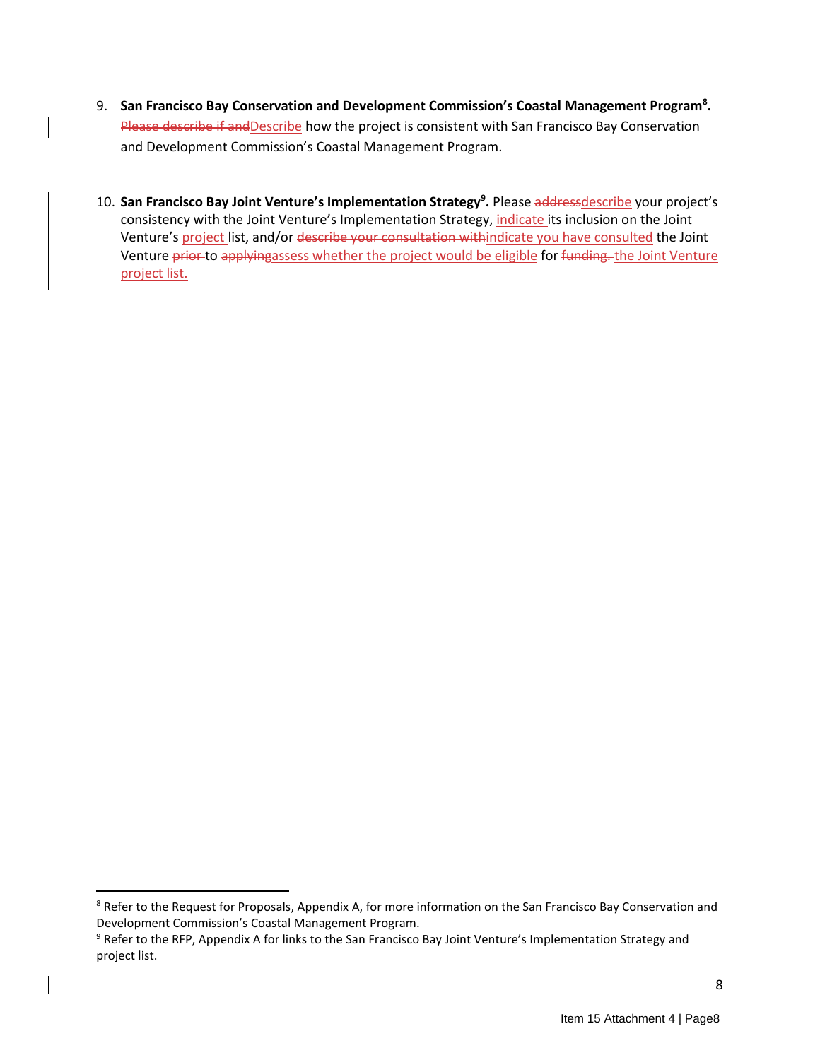9. **San Francisco Bay Conservation and Development Commission's Coastal Management Program[8].** ~~Please describe if and~~Describe how the project is consistent with San Francisco Bay Conservation and Development Commission's Coastal Management Program.

10. **San Francisco Bay Joint Venture's Implementation Strategy[9].** Please ~~address~~describe your project's consistency with the Joint Venture's Implementation Strategy, indicate its inclusion on the Joint Venture's project list, and/or ~~describe your consultation with~~indicate you have consulted the Joint Venture ~~prior~~ to ~~applying~~assess whether the project would be eligible for ~~funding.~~ the Joint Venture project list.

---

[8] Refer to the Request for Proposals, Appendix A, for more information on the San Francisco Bay Conservation and Development Commission's Coastal Management Program.

[9] Refer to the RFP, Appendix A for links to the San Francisco Bay Joint Venture's Implementation Strategy and project list.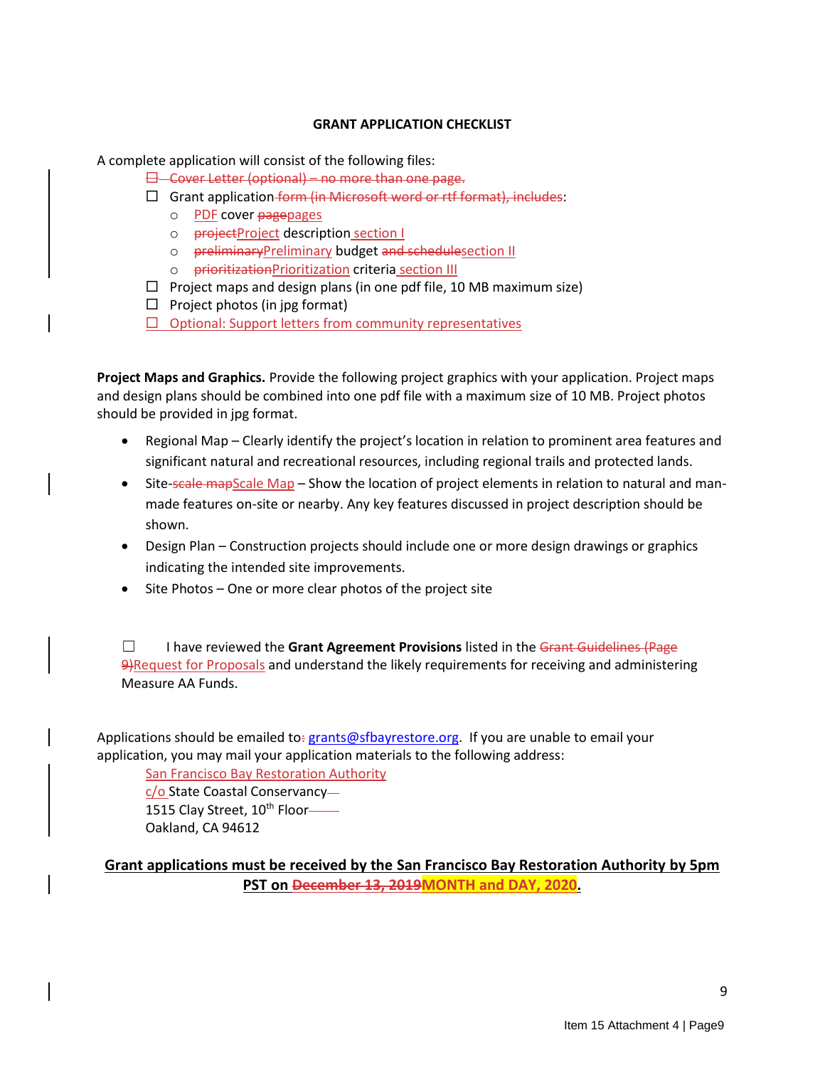**GRANT APPLICATION CHECKLIST**

A complete application will consist of the following files:

- ☐ ~~Cover Letter (optional) – no more than one page.~~
- ☐ Grant application ~~form (in Microsoft word or rtf format), includes~~:
  - PDF cover ~~page~~pages
  - ~~project~~Project description section I
  - ~~preliminary~~Preliminary budget ~~and schedule~~section II
  - ~~prioritization~~Prioritization criteria section III
- ☐ Project maps and design plans (in one pdf file, 10 MB maximum size)
- ☐ Project photos (in jpg format)
- ☐ Optional: Support letters from community representatives

**Project Maps and Graphics.** Provide the following project graphics with your application. Project maps and design plans should be combined into one pdf file with a maximum size of 10 MB. Project photos should be provided in jpg format.

- Regional Map – Clearly identify the project's location in relation to prominent area features and significant natural and recreational resources, including regional trails and protected lands.
- Site-~~scale map~~Scale Map – Show the location of project elements in relation to natural and man-made features on-site or nearby. Any key features discussed in project description should be shown.
- Design Plan – Construction projects should include one or more design drawings or graphics indicating the intended site improvements.
- Site Photos – One or more clear photos of the project site

☐ I have reviewed the **Grant Agreement Provisions** listed in the ~~Grant Guidelines (Page 9)~~Request for Proposals and understand the likely requirements for receiving and administering Measure AA Funds.

Applications should be emailed to~~:~~ grants@sfbayrestore.org. If you are unable to email your application, you may mail your application materials to the following address:

San Francisco Bay Restoration Authority
c/o State Coastal Conservancy
1515 Clay Street, 10th Floor
Oakland, CA 94612

**Grant applications must be received by the San Francisco Bay Restoration Authority by 5pm PST on ~~December 13, 2019~~MONTH and DAY, 2020.**